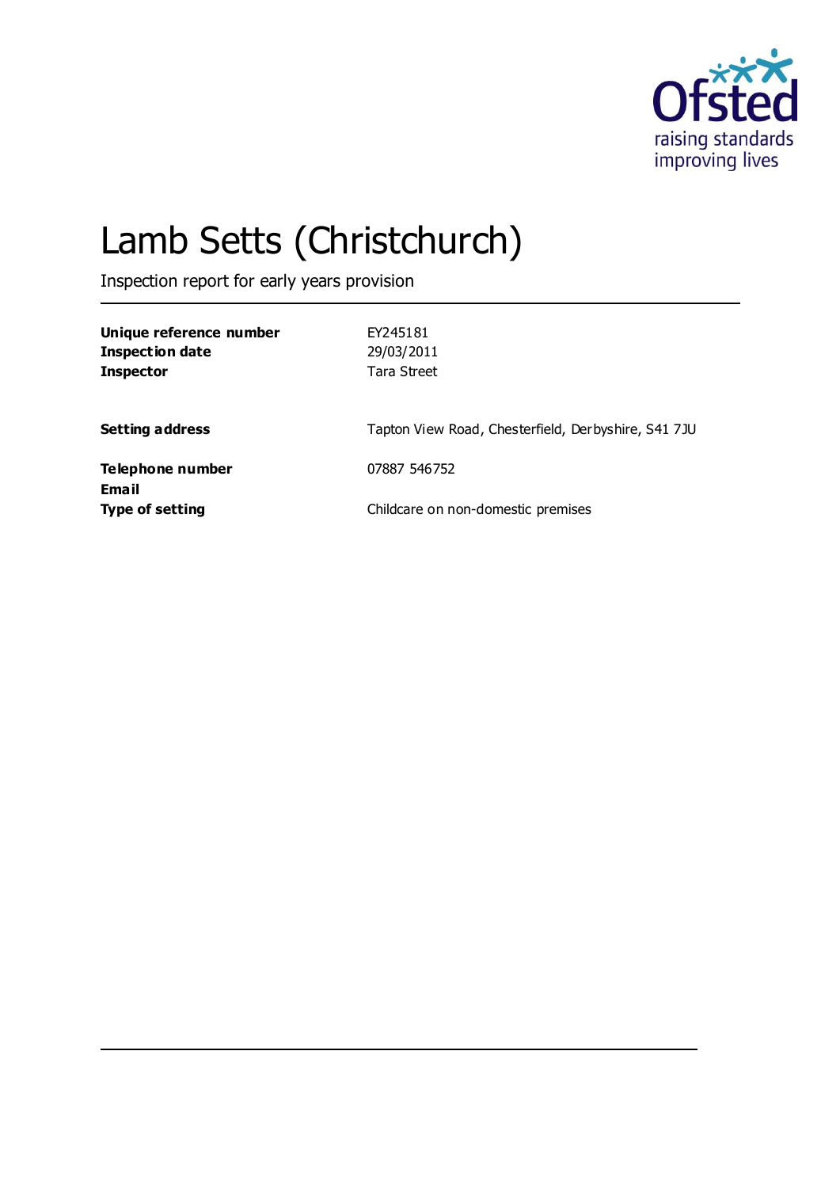# Lamb Setts (Christchurch)

Inspection report for early years provision

| | |
|---|---|
| **Unique reference number** | EY245181 |
| **Inspection date** | 29/03/2011 |
| **Inspector** | Tara Street |
| | |
| **Setting address** | Tapton View Road, Chesterfield, Derbyshire, S41 7JU |
| | |
| **Telephone number** | 07887 546752 |
| **Email** | |
| **Type of setting** | Childcare on non-domestic premises |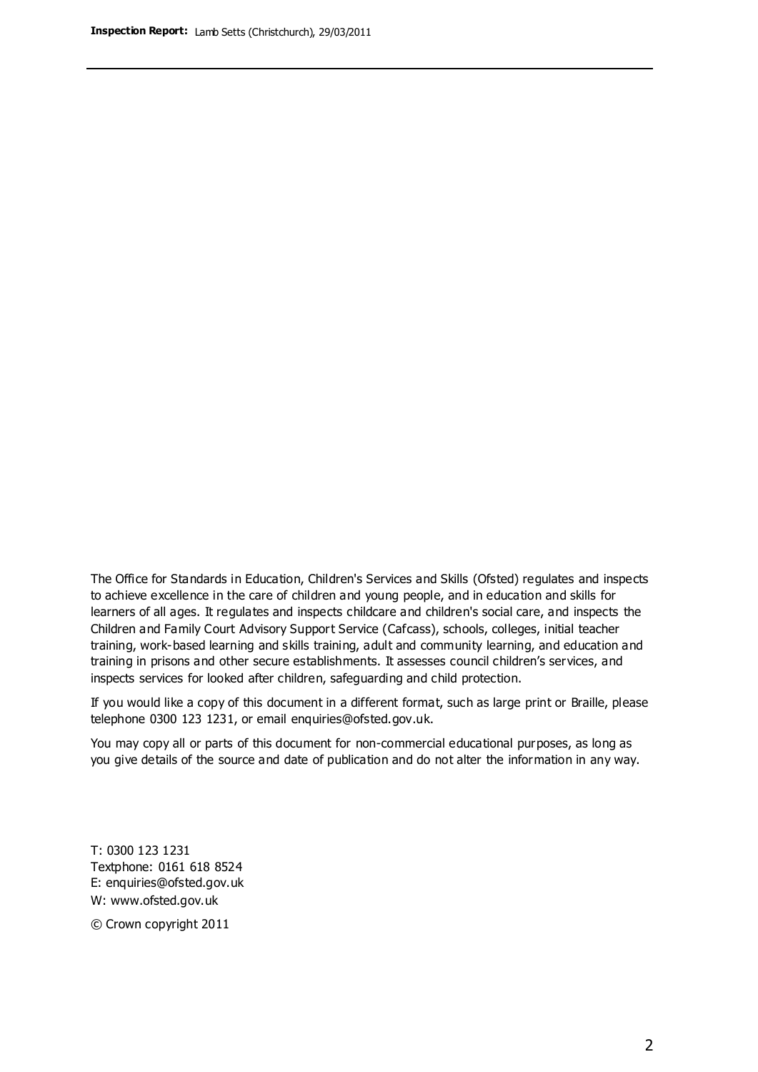The Office for Standards in Education, Children's Services and Skills (Ofsted) regulates and inspects to achieve excellence in the care of children and young people, and in education and skills for learners of all ages. It regulates and inspects childcare and children's social care, and inspects the Children and Family Court Advisory Support Service (Cafcass), schools, colleges, initial teacher training, work-based learning and skills training, adult and community learning, and education and training in prisons and other secure establishments. It assesses council children's services, and inspects services for looked after children, safeguarding and child protection.

If you would like a copy of this document in a different format, such as large print or Braille, please telephone 0300 123 1231, or email enquiries@ofsted.gov.uk.

You may copy all or parts of this document for non-commercial educational purposes, as long as you give details of the source and date of publication and do not alter the information in any way.

T: 0300 123 1231
Textphone: 0161 618 8524
E: enquiries@ofsted.gov.uk
W: www.ofsted.gov.uk

© Crown copyright 2011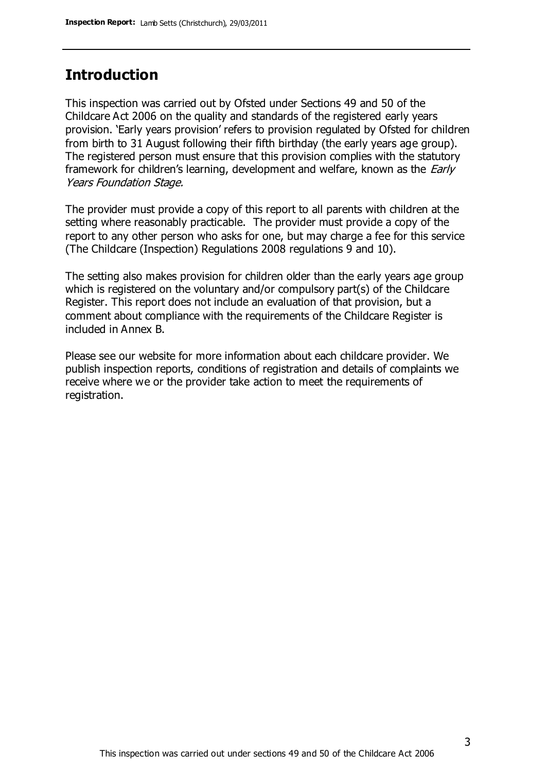## Introduction

This inspection was carried out by Ofsted under Sections 49 and 50 of the Childcare Act 2006 on the quality and standards of the registered early years provision. 'Early years provision' refers to provision regulated by Ofsted for children from birth to 31 August following their fifth birthday (the early years age group). The registered person must ensure that this provision complies with the statutory framework for children's learning, development and welfare, known as the *Early Years Foundation Stage.*

The provider must provide a copy of this report to all parents with children at the setting where reasonably practicable. The provider must provide a copy of the report to any other person who asks for one, but may charge a fee for this service (The Childcare (Inspection) Regulations 2008 regulations 9 and 10).

The setting also makes provision for children older than the early years age group which is registered on the voluntary and/or compulsory part(s) of the Childcare Register. This report does not include an evaluation of that provision, but a comment about compliance with the requirements of the Childcare Register is included in Annex B.

Please see our website for more information about each childcare provider. We publish inspection reports, conditions of registration and details of complaints we receive where we or the provider take action to meet the requirements of registration.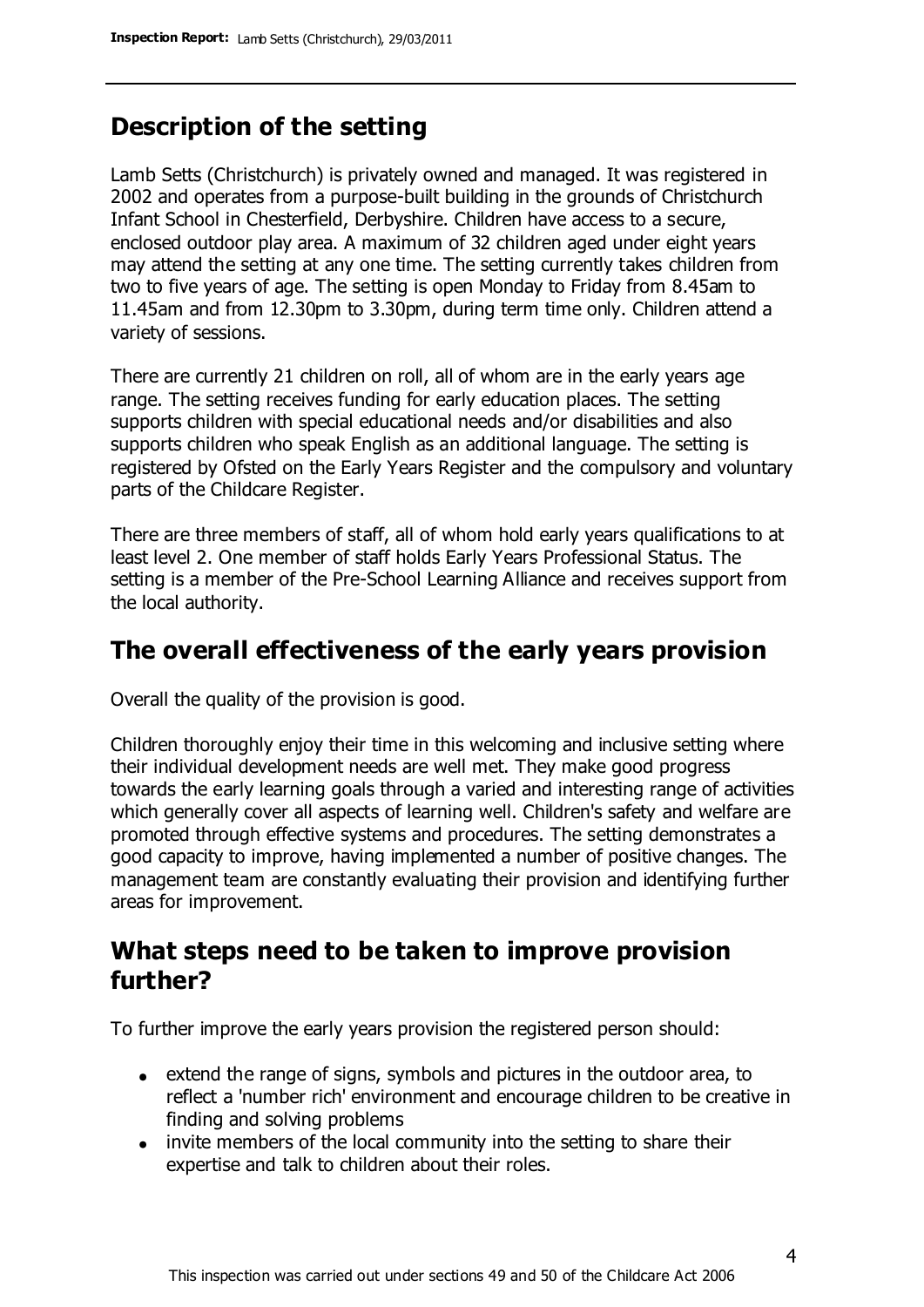## Description of the setting

Lamb Setts (Christchurch) is privately owned and managed. It was registered in 2002 and operates from a purpose-built building in the grounds of Christchurch Infant School in Chesterfield, Derbyshire. Children have access to a secure, enclosed outdoor play area. A maximum of 32 children aged under eight years may attend the setting at any one time. The setting currently takes children from two to five years of age. The setting is open Monday to Friday from 8.45am to 11.45am and from 12.30pm to 3.30pm, during term time only. Children attend a variety of sessions.

There are currently 21 children on roll, all of whom are in the early years age range. The setting receives funding for early education places. The setting supports children with special educational needs and/or disabilities and also supports children who speak English as an additional language. The setting is registered by Ofsted on the Early Years Register and the compulsory and voluntary parts of the Childcare Register.

There are three members of staff, all of whom hold early years qualifications to at least level 2. One member of staff holds Early Years Professional Status. The setting is a member of the Pre-School Learning Alliance and receives support from the local authority.

## The overall effectiveness of the early years provision

Overall the quality of the provision is good.

Children thoroughly enjoy their time in this welcoming and inclusive setting where their individual development needs are well met. They make good progress towards the early learning goals through a varied and interesting range of activities which generally cover all aspects of learning well. Children's safety and welfare are promoted through effective systems and procedures. The setting demonstrates a good capacity to improve, having implemented a number of positive changes. The management team are constantly evaluating their provision and identifying further areas for improvement.

## What steps need to be taken to improve provision further?

To further improve the early years provision the registered person should:

- extend the range of signs, symbols and pictures in the outdoor area, to reflect a 'number rich' environment and encourage children to be creative in finding and solving problems
- invite members of the local community into the setting to share their expertise and talk to children about their roles.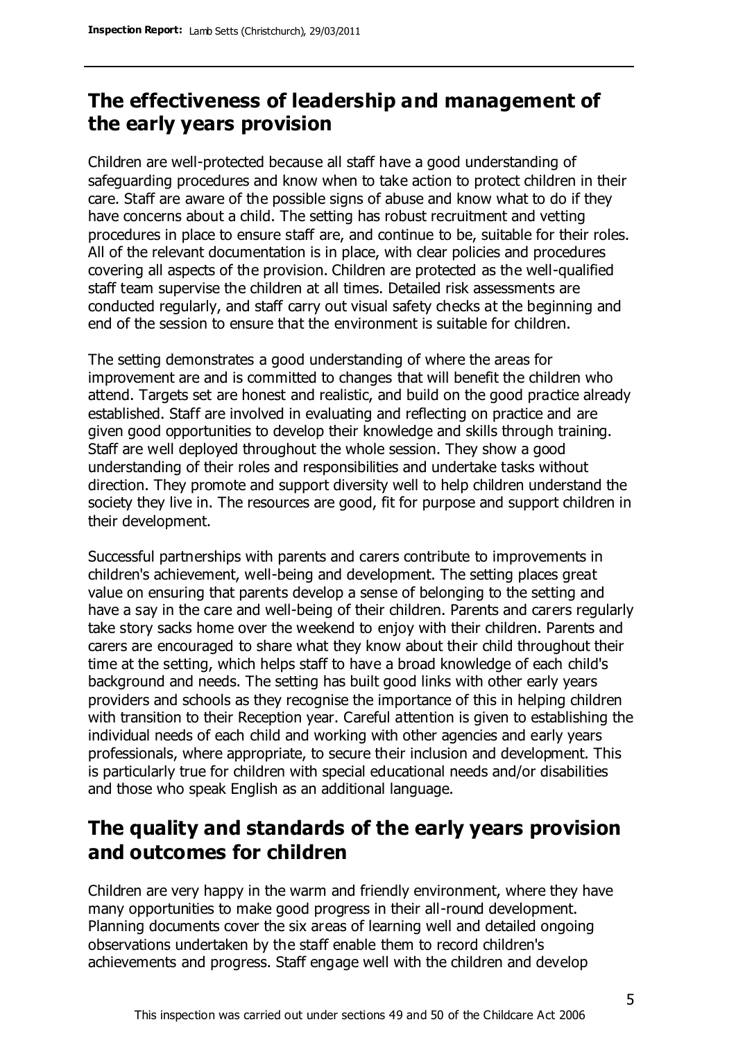## The effectiveness of leadership and management of the early years provision

Children are well-protected because all staff have a good understanding of safeguarding procedures and know when to take action to protect children in their care. Staff are aware of the possible signs of abuse and know what to do if they have concerns about a child. The setting has robust recruitment and vetting procedures in place to ensure staff are, and continue to be, suitable for their roles. All of the relevant documentation is in place, with clear policies and procedures covering all aspects of the provision. Children are protected as the well-qualified staff team supervise the children at all times. Detailed risk assessments are conducted regularly, and staff carry out visual safety checks at the beginning and end of the session to ensure that the environment is suitable for children.

The setting demonstrates a good understanding of where the areas for improvement are and is committed to changes that will benefit the children who attend. Targets set are honest and realistic, and build on the good practice already established. Staff are involved in evaluating and reflecting on practice and are given good opportunities to develop their knowledge and skills through training. Staff are well deployed throughout the whole session. They show a good understanding of their roles and responsibilities and undertake tasks without direction. They promote and support diversity well to help children understand the society they live in. The resources are good, fit for purpose and support children in their development.

Successful partnerships with parents and carers contribute to improvements in children's achievement, well-being and development. The setting places great value on ensuring that parents develop a sense of belonging to the setting and have a say in the care and well-being of their children. Parents and carers regularly take story sacks home over the weekend to enjoy with their children. Parents and carers are encouraged to share what they know about their child throughout their time at the setting, which helps staff to have a broad knowledge of each child's background and needs. The setting has built good links with other early years providers and schools as they recognise the importance of this in helping children with transition to their Reception year. Careful attention is given to establishing the individual needs of each child and working with other agencies and early years professionals, where appropriate, to secure their inclusion and development. This is particularly true for children with special educational needs and/or disabilities and those who speak English as an additional language.

## The quality and standards of the early years provision and outcomes for children

Children are very happy in the warm and friendly environment, where they have many opportunities to make good progress in their all-round development. Planning documents cover the six areas of learning well and detailed ongoing observations undertaken by the staff enable them to record children's achievements and progress. Staff engage well with the children and develop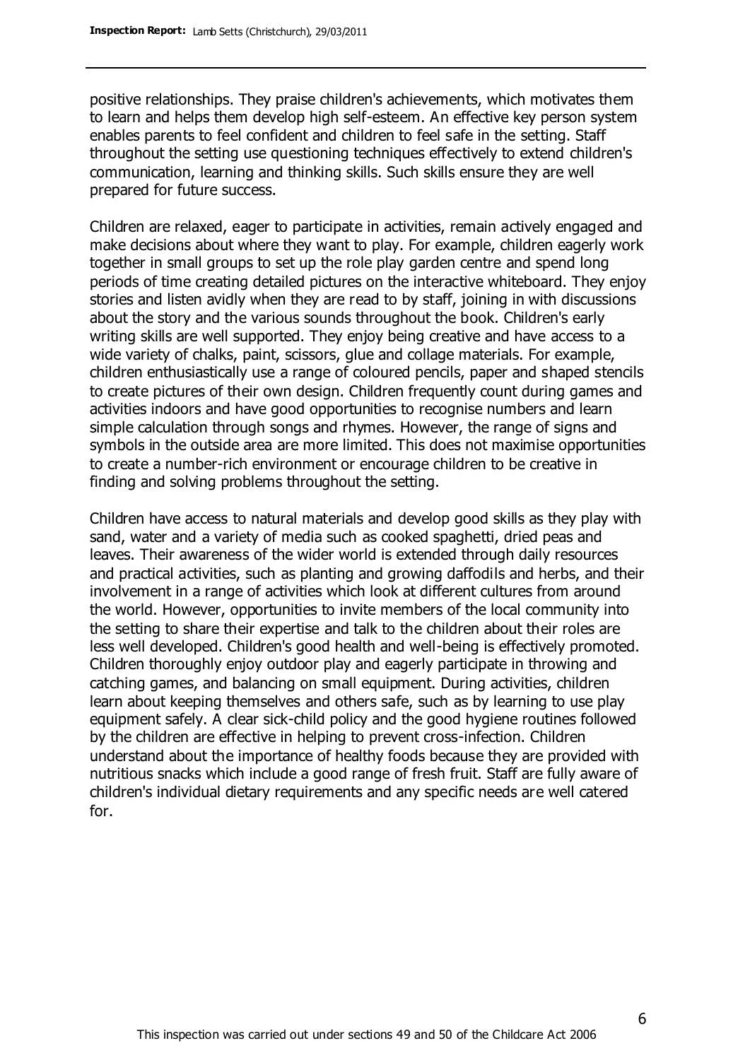positive relationships. They praise children's achievements, which motivates them to learn and helps them develop high self-esteem. An effective key person system enables parents to feel confident and children to feel safe in the setting. Staff throughout the setting use questioning techniques effectively to extend children's communication, learning and thinking skills. Such skills ensure they are well prepared for future success.

Children are relaxed, eager to participate in activities, remain actively engaged and make decisions about where they want to play. For example, children eagerly work together in small groups to set up the role play garden centre and spend long periods of time creating detailed pictures on the interactive whiteboard. They enjoy stories and listen avidly when they are read to by staff, joining in with discussions about the story and the various sounds throughout the book. Children's early writing skills are well supported. They enjoy being creative and have access to a wide variety of chalks, paint, scissors, glue and collage materials. For example, children enthusiastically use a range of coloured pencils, paper and shaped stencils to create pictures of their own design. Children frequently count during games and activities indoors and have good opportunities to recognise numbers and learn simple calculation through songs and rhymes. However, the range of signs and symbols in the outside area are more limited. This does not maximise opportunities to create a number-rich environment or encourage children to be creative in finding and solving problems throughout the setting.

Children have access to natural materials and develop good skills as they play with sand, water and a variety of media such as cooked spaghetti, dried peas and leaves. Their awareness of the wider world is extended through daily resources and practical activities, such as planting and growing daffodils and herbs, and their involvement in a range of activities which look at different cultures from around the world. However, opportunities to invite members of the local community into the setting to share their expertise and talk to the children about their roles are less well developed. Children's good health and well-being is effectively promoted. Children thoroughly enjoy outdoor play and eagerly participate in throwing and catching games, and balancing on small equipment. During activities, children learn about keeping themselves and others safe, such as by learning to use play equipment safely. A clear sick-child policy and the good hygiene routines followed by the children are effective in helping to prevent cross-infection. Children understand about the importance of healthy foods because they are provided with nutritious snacks which include a good range of fresh fruit. Staff are fully aware of children's individual dietary requirements and any specific needs are well catered for.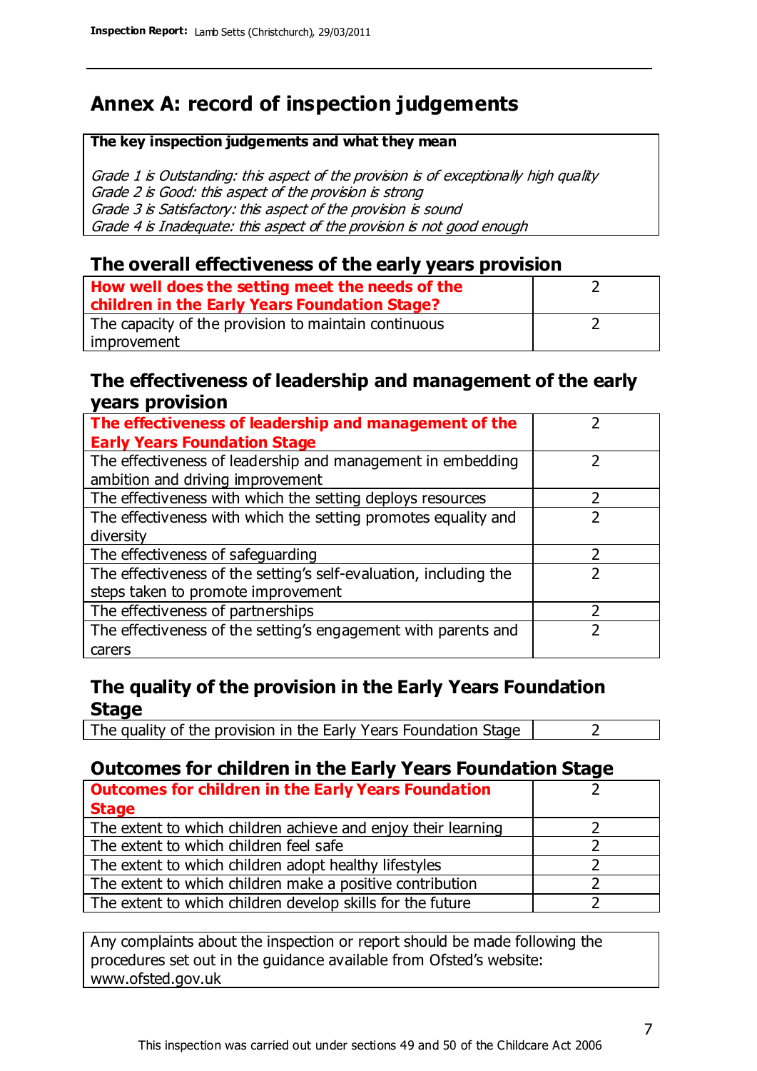# Annex A: record of inspection judgements

**The key inspection judgements and what they mean**

*Grade 1 is Outstanding: this aspect of the provision is of exceptionally high quality*
*Grade 2 is Good: this aspect of the provision is strong*
*Grade 3 is Satisfactory: this aspect of the provision is sound*
*Grade 4 is Inadequate: this aspect of the provision is not good enough*

## The overall effectiveness of the early years provision

| | |
|---|---|
| **How well does the setting meet the needs of the children in the Early Years Foundation Stage?** | 2 |
| The capacity of the provision to maintain continuous improvement | 2 |

## The effectiveness of leadership and management of the early years provision

| | |
|---|---|
| **The effectiveness of leadership and management of the Early Years Foundation Stage** | 2 |
| The effectiveness of leadership and management in embedding ambition and driving improvement | 2 |
| The effectiveness with which the setting deploys resources | 2 |
| The effectiveness with which the setting promotes equality and diversity | 2 |
| The effectiveness of safeguarding | 2 |
| The effectiveness of the setting's self-evaluation, including the steps taken to promote improvement | 2 |
| The effectiveness of partnerships | 2 |
| The effectiveness of the setting's engagement with parents and carers | 2 |

## The quality of the provision in the Early Years Foundation Stage

| | |
|---|---|
| The quality of the provision in the Early Years Foundation Stage | 2 |

## Outcomes for children in the Early Years Foundation Stage

| | |
|---|---|
| **Outcomes for children in the Early Years Foundation Stage** | 2 |
| The extent to which children achieve and enjoy their learning | 2 |
| The extent to which children feel safe | 2 |
| The extent to which children adopt healthy lifestyles | 2 |
| The extent to which children make a positive contribution | 2 |
| The extent to which children develop skills for the future | 2 |

Any complaints about the inspection or report should be made following the procedures set out in the guidance available from Ofsted's website: www.ofsted.gov.uk

This inspection was carried out under sections 49 and 50 of the Childcare Act 2006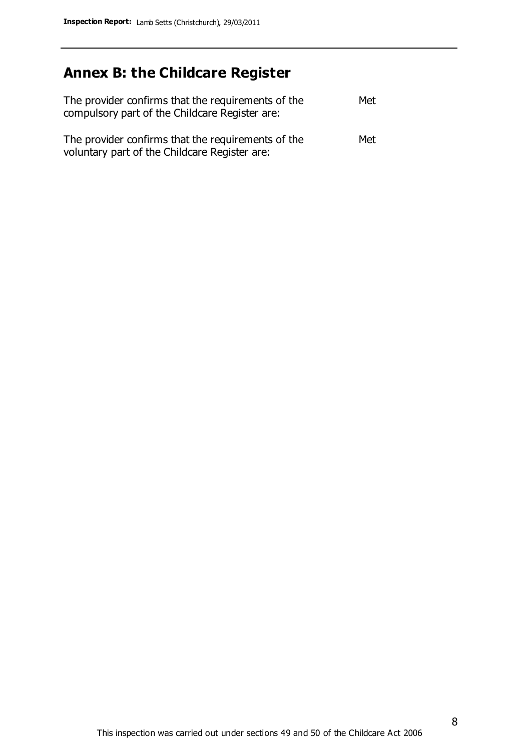## Annex B: the Childcare Register

| | |
|---|---|
| The provider confirms that the requirements of the compulsory part of the Childcare Register are: | Met |
| The provider confirms that the requirements of the voluntary part of the Childcare Register are: | Met |

This inspection was carried out under sections 49 and 50 of the Childcare Act 2006